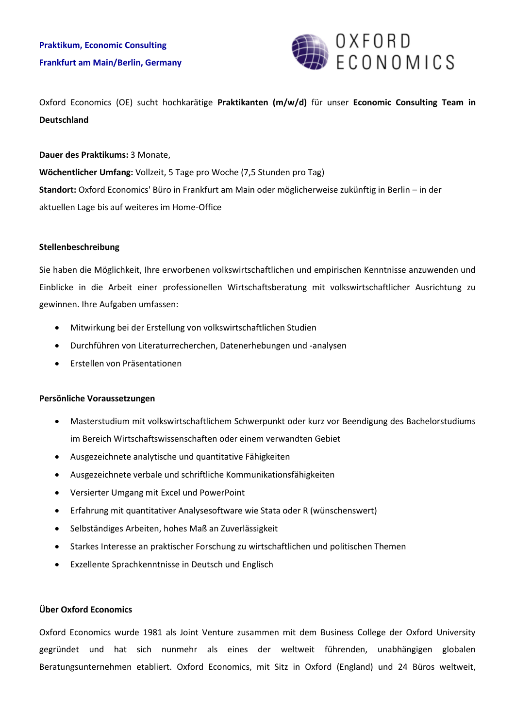**Praktikum, Economic Consulting**

**Frankfurt am Main/Berlin, Germany**

OXFORD ECONOMICS

Oxford Economics (OE) sucht hochkarätige **Praktikanten (m/w/d)** für unser **Economic Consulting Team in Deutschland**

**Dauer des Praktikums:** 3 Monate,

**Wöchentlicher Umfang:** Vollzeit, 5 Tage pro Woche (7,5 Stunden pro Tag)

**Standort:** Oxford Economics' Büro in Frankfurt am Main oder möglicherweise zukünftig in Berlin – in der aktuellen Lage bis auf weiteres im Home-Office

## Stellenbeschreibung

Sie haben die Möglichkeit, Ihre erworbenen volkswirtschaftlichen und empirischen Kenntnisse anzuwenden und Einblicke in die Arbeit einer professionellen Wirtschaftsberatung mit volkswirtschaftlicher Ausrichtung zu gewinnen. Ihre Aufgaben umfassen:

- Mitwirkung bei der Erstellung von volkswirtschaftlichen Studien
- Durchführen von Literaturrecherchen, Datenerhebungen und -analysen
- Erstellen von Präsentationen

## Persönliche Voraussetzungen

- Masterstudium mit volkswirtschaftlichem Schwerpunkt oder kurz vor Beendigung des Bachelorstudiums im Bereich Wirtschaftswissenschaften oder einem verwandten Gebiet
- Ausgezeichnete analytische und quantitative Fähigkeiten
- Ausgezeichnete verbale und schriftliche Kommunikationsfähigkeiten
- Versierter Umgang mit Excel und PowerPoint
- Erfahrung mit quantitativer Analysesoftware wie Stata oder R (wünschenswert)
- Selbständiges Arbeiten, hohes Maß an Zuverlässigkeit
- Starkes Interesse an praktischer Forschung zu wirtschaftlichen und politischen Themen
- Exzellente Sprachkenntnisse in Deutsch und Englisch

## Über Oxford Economics

Oxford Economics wurde 1981 als Joint Venture zusammen mit dem Business College der Oxford University gegründet und hat sich nunmehr als eines der weltweit führenden, unabhängigen globalen Beratungsunternehmen etabliert. Oxford Economics, mit Sitz in Oxford (England) und 24 Büros weltweit,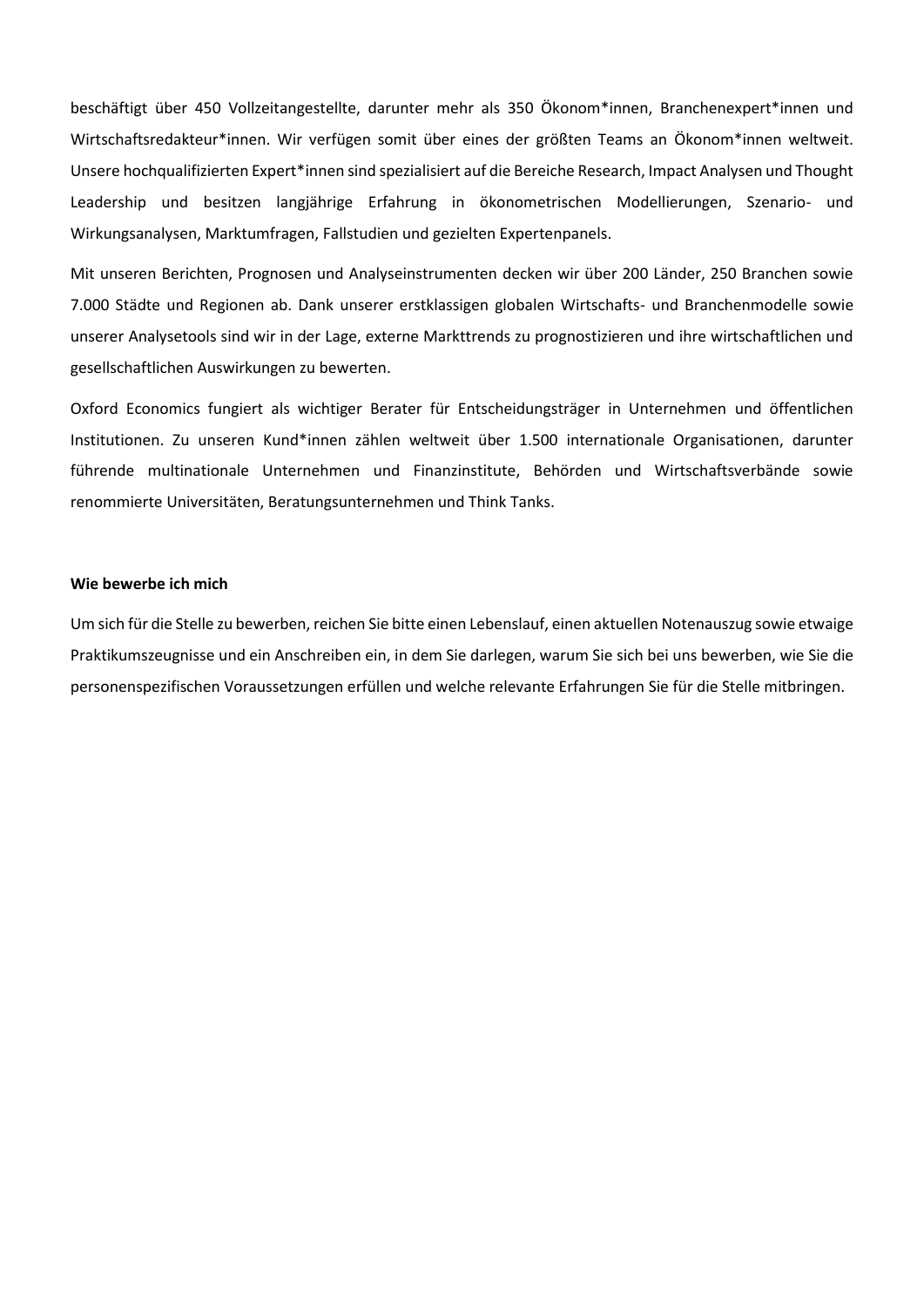beschäftigt über 450 Vollzeitangestellte, darunter mehr als 350 Ökonom*innen, Branchenexpert*innen und Wirtschaftsredakteur*innen. Wir verfügen somit über eines der größten Teams an Ökonom*innen weltweit. Unsere hochqualifizierten Expert*innen sind spezialisiert auf die Bereiche Research, Impact Analysen und Thought Leadership und besitzen langjährige Erfahrung in ökonometrischen Modellierungen, Szenario- und Wirkungsanalysen, Marktumfragen, Fallstudien und gezielten Expertenpanels.

Mit unseren Berichten, Prognosen und Analyseinstrumenten decken wir über 200 Länder, 250 Branchen sowie 7.000 Städte und Regionen ab. Dank unserer erstklassigen globalen Wirtschafts- und Branchenmodelle sowie unserer Analysetools sind wir in der Lage, externe Markttrends zu prognostizieren und ihre wirtschaftlichen und gesellschaftlichen Auswirkungen zu bewerten.

Oxford Economics fungiert als wichtiger Berater für Entscheidungsträger in Unternehmen und öffentlichen Institutionen. Zu unseren Kund*innen zählen weltweit über 1.500 internationale Organisationen, darunter führende multinationale Unternehmen und Finanzinstitute, Behörden und Wirtschaftsverbände sowie renommierte Universitäten, Beratungsunternehmen und Think Tanks.

**Wie bewerbe ich mich**

Um sich für die Stelle zu bewerben, reichen Sie bitte einen Lebenslauf, einen aktuellen Notenauszug sowie etwaige Praktikumszeugnisse und ein Anschreiben ein, in dem Sie darlegen, warum Sie sich bei uns bewerben, wie Sie die personenspezifischen Voraussetzungen erfüllen und welche relevante Erfahrungen Sie für die Stelle mitbringen.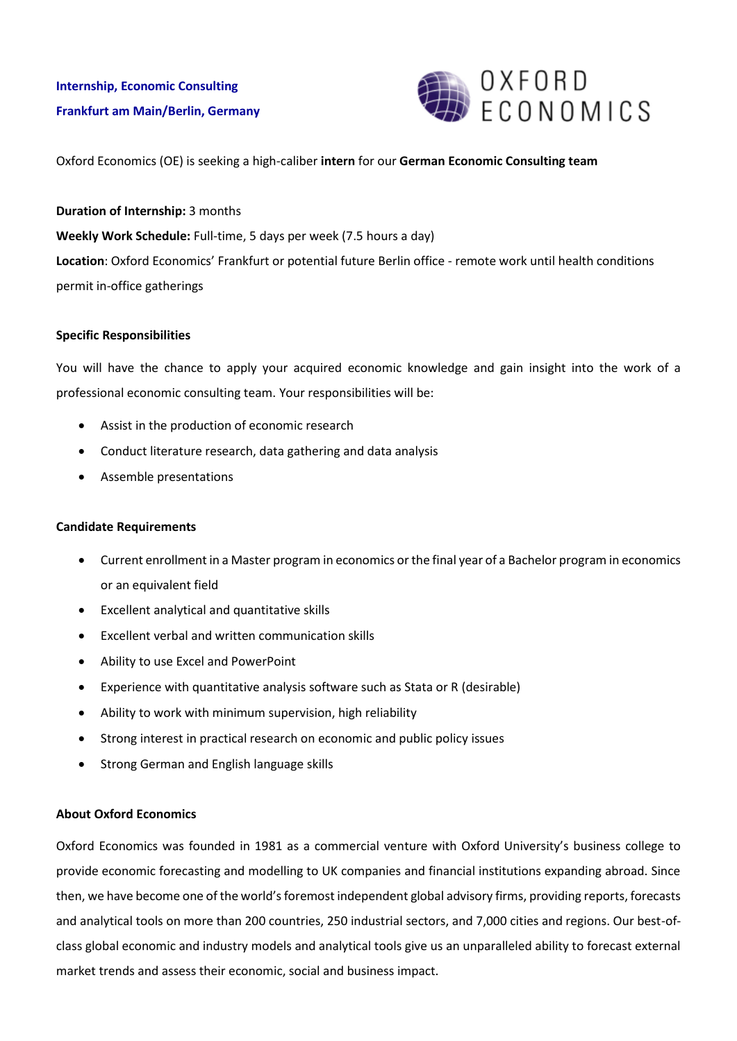**Internship, Economic Consulting**

**Frankfurt am Main/Berlin, Germany**

OXFORD ECONOMICS

Oxford Economics (OE) is seeking a high-caliber **intern** for our **German Economic Consulting team**

**Duration of Internship:** 3 months

**Weekly Work Schedule:** Full-time, 5 days per week (7.5 hours a day)

**Location**: Oxford Economics' Frankfurt or potential future Berlin office - remote work until health conditions permit in-office gatherings

### Specific Responsibilities

You will have the chance to apply your acquired economic knowledge and gain insight into the work of a professional economic consulting team. Your responsibilities will be:

- Assist in the production of economic research
- Conduct literature research, data gathering and data analysis
- Assemble presentations

### Candidate Requirements

- Current enrollment in a Master program in economics or the final year of a Bachelor program in economics or an equivalent field
- Excellent analytical and quantitative skills
- Excellent verbal and written communication skills
- Ability to use Excel and PowerPoint
- Experience with quantitative analysis software such as Stata or R (desirable)
- Ability to work with minimum supervision, high reliability
- Strong interest in practical research on economic and public policy issues
- Strong German and English language skills

### About Oxford Economics

Oxford Economics was founded in 1981 as a commercial venture with Oxford University's business college to provide economic forecasting and modelling to UK companies and financial institutions expanding abroad. Since then, we have become one of the world's foremost independent global advisory firms, providing reports, forecasts and analytical tools on more than 200 countries, 250 industrial sectors, and 7,000 cities and regions. Our best-of-class global economic and industry models and analytical tools give us an unparalleled ability to forecast external market trends and assess their economic, social and business impact.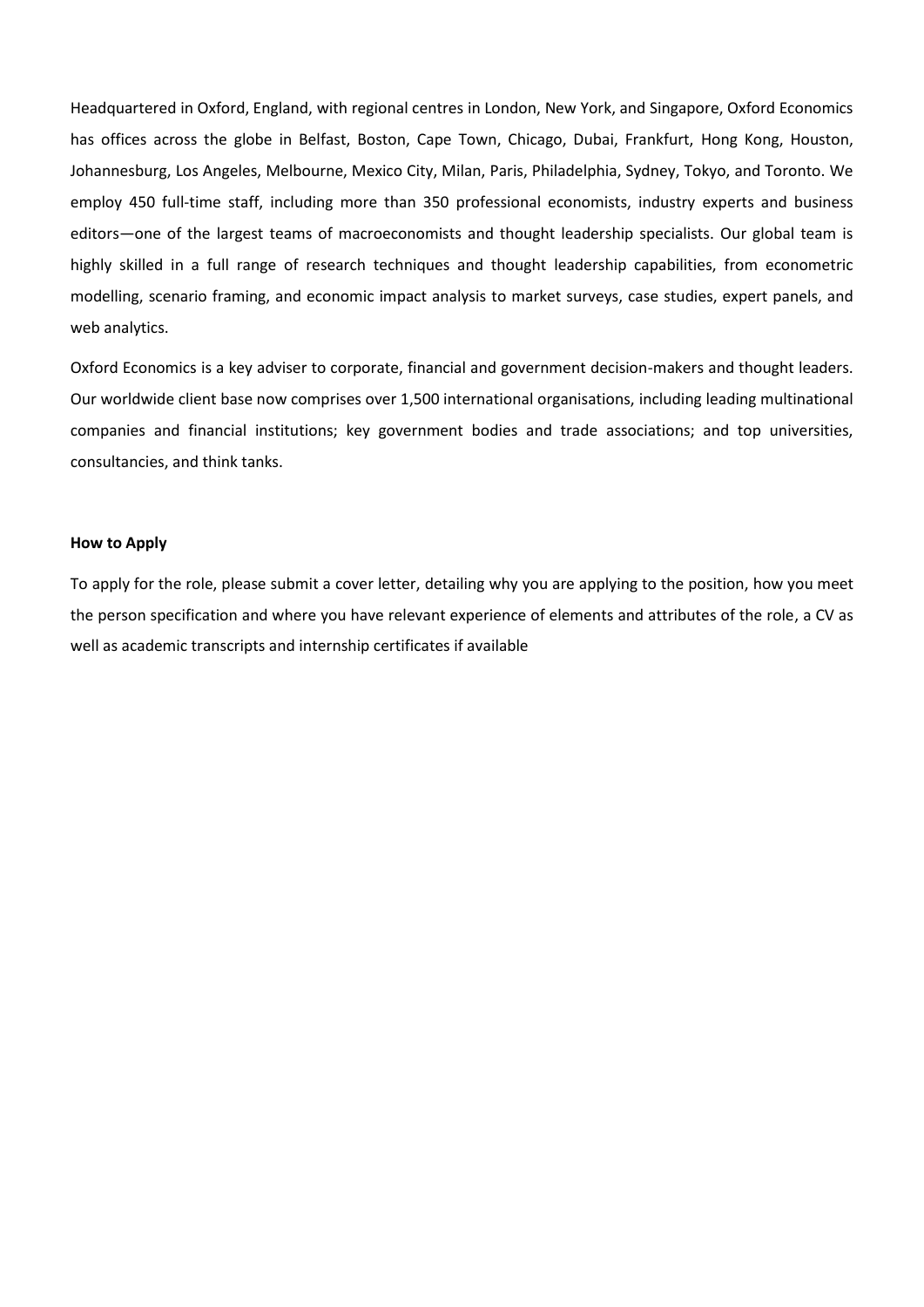Headquartered in Oxford, England, with regional centres in London, New York, and Singapore, Oxford Economics has offices across the globe in Belfast, Boston, Cape Town, Chicago, Dubai, Frankfurt, Hong Kong, Houston, Johannesburg, Los Angeles, Melbourne, Mexico City, Milan, Paris, Philadelphia, Sydney, Tokyo, and Toronto. We employ 450 full-time staff, including more than 350 professional economists, industry experts and business editors—one of the largest teams of macroeconomists and thought leadership specialists. Our global team is highly skilled in a full range of research techniques and thought leadership capabilities, from econometric modelling, scenario framing, and economic impact analysis to market surveys, case studies, expert panels, and web analytics.

Oxford Economics is a key adviser to corporate, financial and government decision-makers and thought leaders. Our worldwide client base now comprises over 1,500 international organisations, including leading multinational companies and financial institutions; key government bodies and trade associations; and top universities, consultancies, and think tanks.

**How to Apply**

To apply for the role, please submit a cover letter, detailing why you are applying to the position, how you meet the person specification and where you have relevant experience of elements and attributes of the role, a CV as well as academic transcripts and internship certificates if available